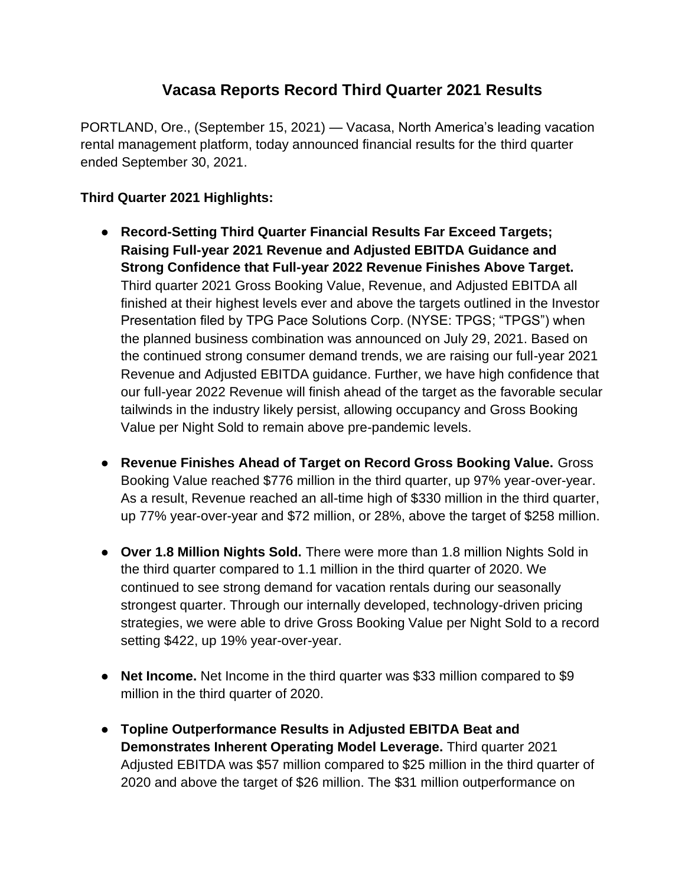# Vacasa Reports Record Third Quarter 2021 Results

PORTLAND, Ore., (September 15, 2021) — Vacasa, North America's leading vacation rental management platform, today announced financial results for the third quarter ended September 30, 2021.

**Third Quarter 2021 Highlights:**

- **Record-Setting Third Quarter Financial Results Far Exceed Targets; Raising Full-year 2021 Revenue and Adjusted EBITDA Guidance and Strong Confidence that Full-year 2022 Revenue Finishes Above Target.** Third quarter 2021 Gross Booking Value, Revenue, and Adjusted EBITDA all finished at their highest levels ever and above the targets outlined in the Investor Presentation filed by TPG Pace Solutions Corp. (NYSE: TPGS; "TPGS") when the planned business combination was announced on July 29, 2021. Based on the continued strong consumer demand trends, we are raising our full-year 2021 Revenue and Adjusted EBITDA guidance. Further, we have high confidence that our full-year 2022 Revenue will finish ahead of the target as the favorable secular tailwinds in the industry likely persist, allowing occupancy and Gross Booking Value per Night Sold to remain above pre-pandemic levels.

- **Revenue Finishes Ahead of Target on Record Gross Booking Value.** Gross Booking Value reached $776 million in the third quarter, up 97% year-over-year. As a result, Revenue reached an all-time high of $330 million in the third quarter, up 77% year-over-year and $72 million, or 28%, above the target of $258 million.

- **Over 1.8 Million Nights Sold.** There were more than 1.8 million Nights Sold in the third quarter compared to 1.1 million in the third quarter of 2020. We continued to see strong demand for vacation rentals during our seasonally strongest quarter. Through our internally developed, technology-driven pricing strategies, we were able to drive Gross Booking Value per Night Sold to a record setting $422, up 19% year-over-year.

- **Net Income.** Net Income in the third quarter was $33 million compared to $9 million in the third quarter of 2020.

- **Topline Outperformance Results in Adjusted EBITDA Beat and Demonstrates Inherent Operating Model Leverage.** Third quarter 2021 Adjusted EBITDA was $57 million compared to $25 million in the third quarter of 2020 and above the target of $26 million. The $31 million outperformance on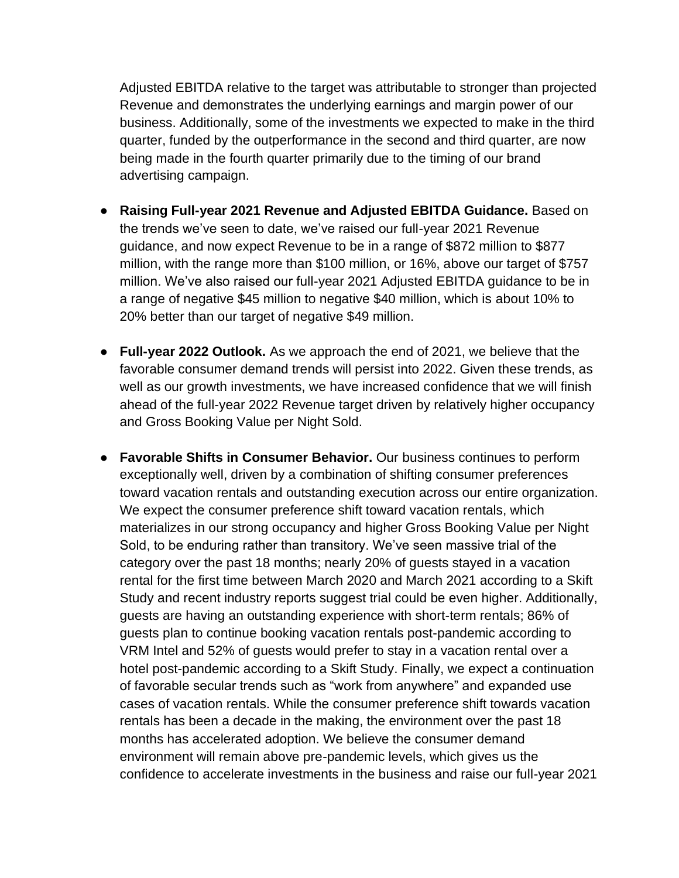Adjusted EBITDA relative to the target was attributable to stronger than projected Revenue and demonstrates the underlying earnings and margin power of our business. Additionally, some of the investments we expected to make in the third quarter, funded by the outperformance in the second and third quarter, are now being made in the fourth quarter primarily due to the timing of our brand advertising campaign.

- **Raising Full-year 2021 Revenue and Adjusted EBITDA Guidance.** Based on the trends we've seen to date, we've raised our full-year 2021 Revenue guidance, and now expect Revenue to be in a range of $872 million to $877 million, with the range more than $100 million, or 16%, above our target of $757 million. We've also raised our full-year 2021 Adjusted EBITDA guidance to be in a range of negative $45 million to negative $40 million, which is about 10% to 20% better than our target of negative $49 million.

- **Full-year 2022 Outlook.** As we approach the end of 2021, we believe that the favorable consumer demand trends will persist into 2022. Given these trends, as well as our growth investments, we have increased confidence that we will finish ahead of the full-year 2022 Revenue target driven by relatively higher occupancy and Gross Booking Value per Night Sold.

- **Favorable Shifts in Consumer Behavior.** Our business continues to perform exceptionally well, driven by a combination of shifting consumer preferences toward vacation rentals and outstanding execution across our entire organization. We expect the consumer preference shift toward vacation rentals, which materializes in our strong occupancy and higher Gross Booking Value per Night Sold, to be enduring rather than transitory. We've seen massive trial of the category over the past 18 months; nearly 20% of guests stayed in a vacation rental for the first time between March 2020 and March 2021 according to a Skift Study and recent industry reports suggest trial could be even higher. Additionally, guests are having an outstanding experience with short-term rentals; 86% of guests plan to continue booking vacation rentals post-pandemic according to VRM Intel and 52% of guests would prefer to stay in a vacation rental over a hotel post-pandemic according to a Skift Study. Finally, we expect a continuation of favorable secular trends such as "work from anywhere" and expanded use cases of vacation rentals. While the consumer preference shift towards vacation rentals has been a decade in the making, the environment over the past 18 months has accelerated adoption. We believe the consumer demand environment will remain above pre-pandemic levels, which gives us the confidence to accelerate investments in the business and raise our full-year 2021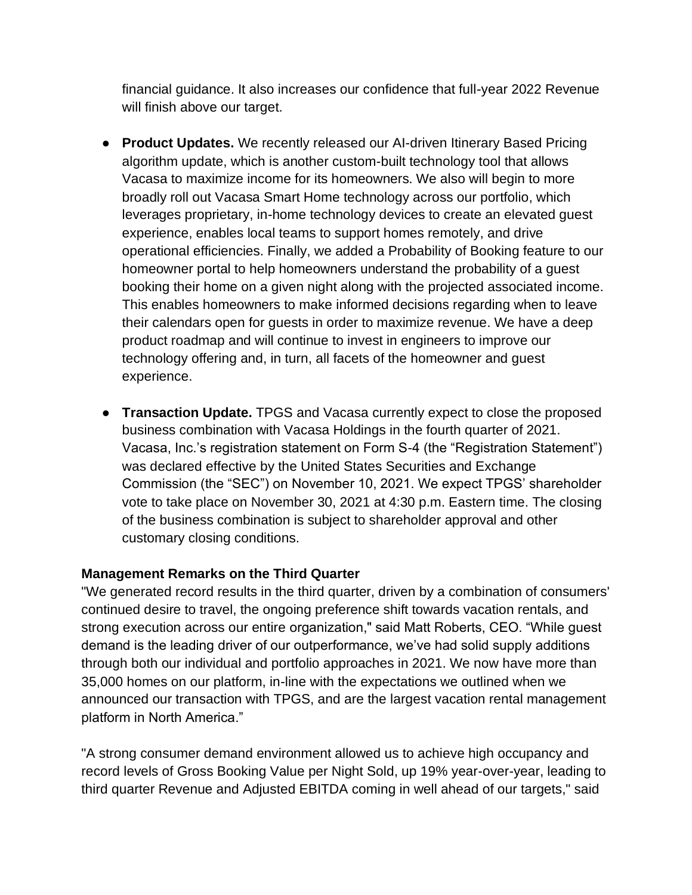financial guidance. It also increases our confidence that full-year 2022 Revenue will finish above our target.

- **Product Updates.** We recently released our AI-driven Itinerary Based Pricing algorithm update, which is another custom-built technology tool that allows Vacasa to maximize income for its homeowners. We also will begin to more broadly roll out Vacasa Smart Home technology across our portfolio, which leverages proprietary, in-home technology devices to create an elevated guest experience, enables local teams to support homes remotely, and drive operational efficiencies. Finally, we added a Probability of Booking feature to our homeowner portal to help homeowners understand the probability of a guest booking their home on a given night along with the projected associated income. This enables homeowners to make informed decisions regarding when to leave their calendars open for guests in order to maximize revenue. We have a deep product roadmap and will continue to invest in engineers to improve our technology offering and, in turn, all facets of the homeowner and guest experience.

- **Transaction Update.** TPGS and Vacasa currently expect to close the proposed business combination with Vacasa Holdings in the fourth quarter of 2021. Vacasa, Inc.'s registration statement on Form S-4 (the "Registration Statement") was declared effective by the United States Securities and Exchange Commission (the "SEC") on November 10, 2021. We expect TPGS' shareholder vote to take place on November 30, 2021 at 4:30 p.m. Eastern time. The closing of the business combination is subject to shareholder approval and other customary closing conditions.

**Management Remarks on the Third Quarter**

"We generated record results in the third quarter, driven by a combination of consumers' continued desire to travel, the ongoing preference shift towards vacation rentals, and strong execution across our entire organization," said Matt Roberts, CEO. "While guest demand is the leading driver of our outperformance, we've had solid supply additions through both our individual and portfolio approaches in 2021. We now have more than 35,000 homes on our platform, in-line with the expectations we outlined when we announced our transaction with TPGS, and are the largest vacation rental management platform in North America."

"A strong consumer demand environment allowed us to achieve high occupancy and record levels of Gross Booking Value per Night Sold, up 19% year-over-year, leading to third quarter Revenue and Adjusted EBITDA coming in well ahead of our targets," said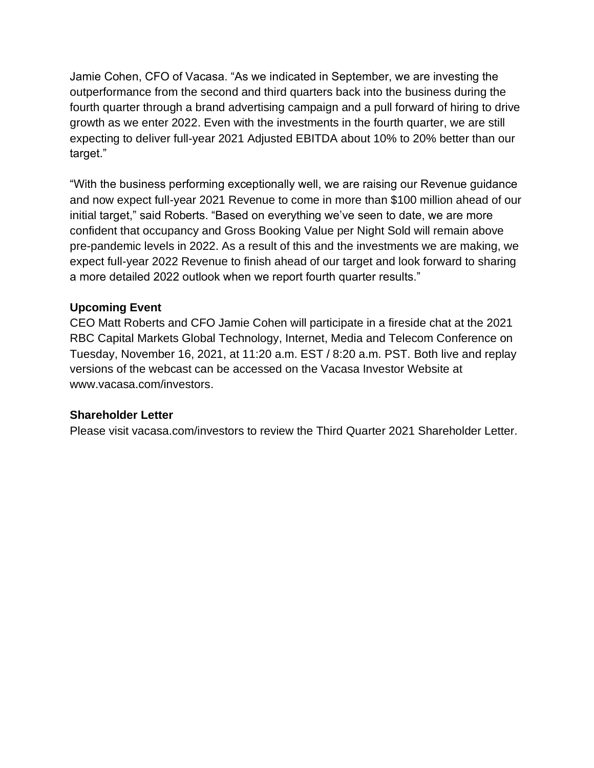Jamie Cohen, CFO of Vacasa. "As we indicated in September, we are investing the outperformance from the second and third quarters back into the business during the fourth quarter through a brand advertising campaign and a pull forward of hiring to drive growth as we enter 2022. Even with the investments in the fourth quarter, we are still expecting to deliver full-year 2021 Adjusted EBITDA about 10% to 20% better than our target."

"With the business performing exceptionally well, we are raising our Revenue guidance and now expect full-year 2021 Revenue to come in more than $100 million ahead of our initial target," said Roberts. "Based on everything we've seen to date, we are more confident that occupancy and Gross Booking Value per Night Sold will remain above pre-pandemic levels in 2022. As a result of this and the investments we are making, we expect full-year 2022 Revenue to finish ahead of our target and look forward to sharing a more detailed 2022 outlook when we report fourth quarter results."

**Upcoming Event**

CEO Matt Roberts and CFO Jamie Cohen will participate in a fireside chat at the 2021 RBC Capital Markets Global Technology, Internet, Media and Telecom Conference on Tuesday, November 16, 2021, at 11:20 a.m. EST / 8:20 a.m. PST. Both live and replay versions of the webcast can be accessed on the Vacasa Investor Website at www.vacasa.com/investors.

**Shareholder Letter**

Please visit vacasa.com/investors to review the Third Quarter 2021 Shareholder Letter.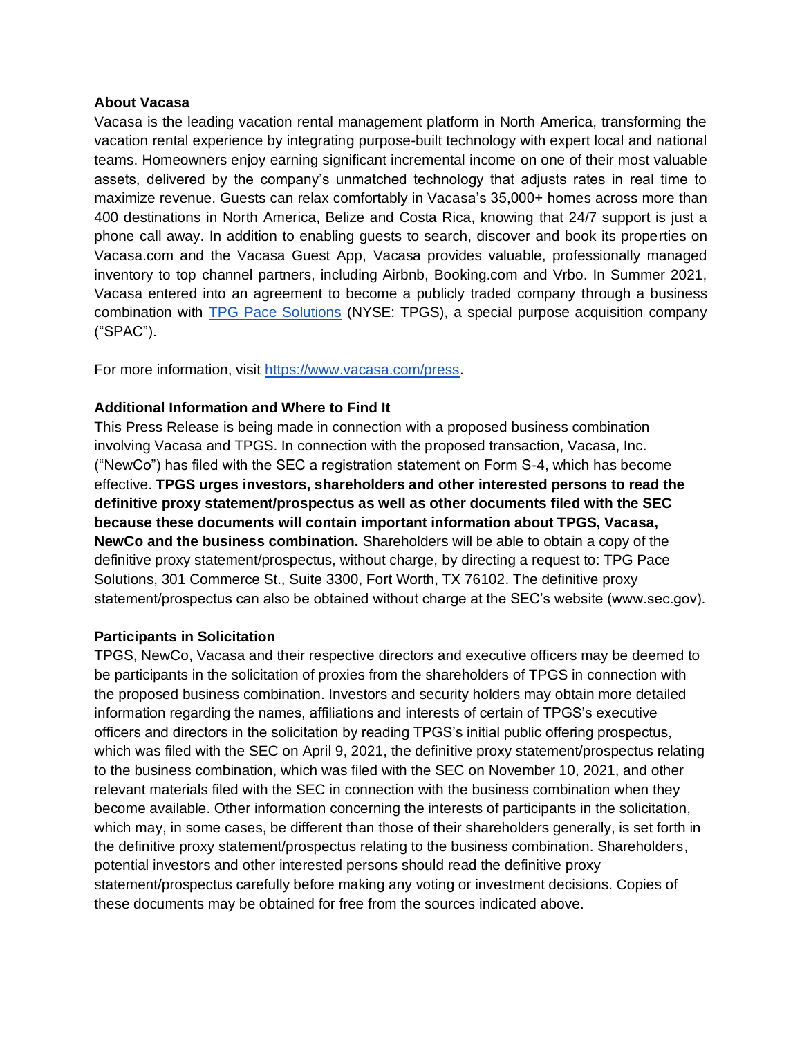**About Vacasa**

Vacasa is the leading vacation rental management platform in North America, transforming the vacation rental experience by integrating purpose-built technology with expert local and national teams. Homeowners enjoy earning significant incremental income on one of their most valuable assets, delivered by the company's unmatched technology that adjusts rates in real time to maximize revenue. Guests can relax comfortably in Vacasa's 35,000+ homes across more than 400 destinations in North America, Belize and Costa Rica, knowing that 24/7 support is just a phone call away. In addition to enabling guests to search, discover and book its properties on Vacasa.com and the Vacasa Guest App, Vacasa provides valuable, professionally managed inventory to top channel partners, including Airbnb, Booking.com and Vrbo. In Summer 2021, Vacasa entered into an agreement to become a publicly traded company through a business combination with [TPG Pace Solutions](#) (NYSE: TPGS), a special purpose acquisition company ("SPAC").

For more information, visit [https://www.vacasa.com/press](https://www.vacasa.com/press).

**Additional Information and Where to Find It**

This Press Release is being made in connection with a proposed business combination involving Vacasa and TPGS. In connection with the proposed transaction, Vacasa, Inc. ("NewCo") has filed with the SEC a registration statement on Form S-4, which has become effective. **TPGS urges investors, shareholders and other interested persons to read the definitive proxy statement/prospectus as well as other documents filed with the SEC because these documents will contain important information about TPGS, Vacasa, NewCo and the business combination.** Shareholders will be able to obtain a copy of the definitive proxy statement/prospectus, without charge, by directing a request to: TPG Pace Solutions, 301 Commerce St., Suite 3300, Fort Worth, TX 76102. The definitive proxy statement/prospectus can also be obtained without charge at the SEC's website (www.sec.gov).

**Participants in Solicitation**

TPGS, NewCo, Vacasa and their respective directors and executive officers may be deemed to be participants in the solicitation of proxies from the shareholders of TPGS in connection with the proposed business combination. Investors and security holders may obtain more detailed information regarding the names, affiliations and interests of certain of TPGS's executive officers and directors in the solicitation by reading TPGS's initial public offering prospectus, which was filed with the SEC on April 9, 2021, the definitive proxy statement/prospectus relating to the business combination, which was filed with the SEC on November 10, 2021, and other relevant materials filed with the SEC in connection with the business combination when they become available. Other information concerning the interests of participants in the solicitation, which may, in some cases, be different than those of their shareholders generally, is set forth in the definitive proxy statement/prospectus relating to the business combination. Shareholders, potential investors and other interested persons should read the definitive proxy statement/prospectus carefully before making any voting or investment decisions. Copies of these documents may be obtained for free from the sources indicated above.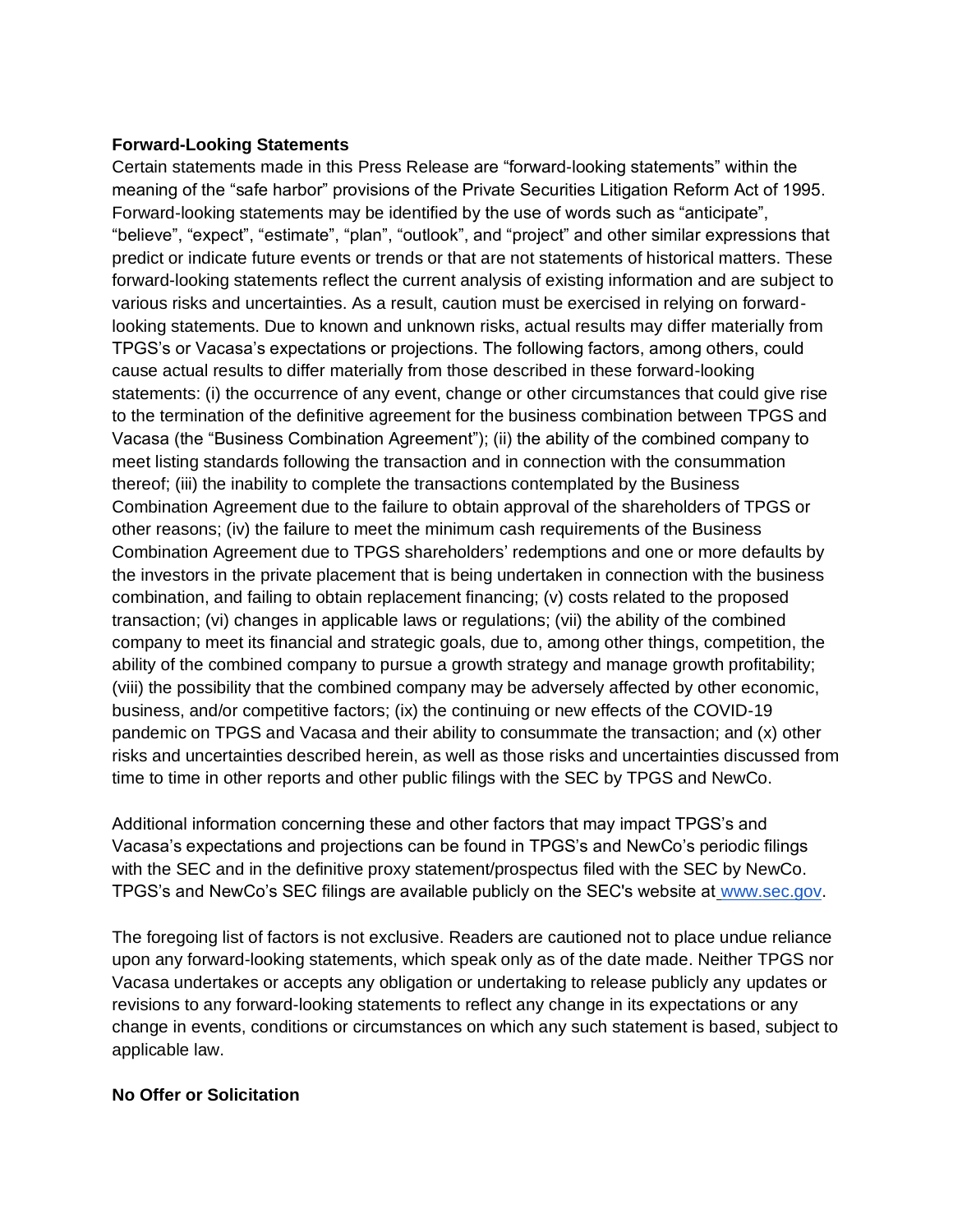**Forward-Looking Statements**

Certain statements made in this Press Release are "forward-looking statements" within the meaning of the "safe harbor" provisions of the Private Securities Litigation Reform Act of 1995. Forward-looking statements may be identified by the use of words such as "anticipate", "believe", "expect", "estimate", "plan", "outlook", and "project" and other similar expressions that predict or indicate future events or trends or that are not statements of historical matters. These forward-looking statements reflect the current analysis of existing information and are subject to various risks and uncertainties. As a result, caution must be exercised in relying on forward-looking statements. Due to known and unknown risks, actual results may differ materially from TPGS's or Vacasa's expectations or projections. The following factors, among others, could cause actual results to differ materially from those described in these forward-looking statements: (i) the occurrence of any event, change or other circumstances that could give rise to the termination of the definitive agreement for the business combination between TPGS and Vacasa (the "Business Combination Agreement"); (ii) the ability of the combined company to meet listing standards following the transaction and in connection with the consummation thereof; (iii) the inability to complete the transactions contemplated by the Business Combination Agreement due to the failure to obtain approval of the shareholders of TPGS or other reasons; (iv) the failure to meet the minimum cash requirements of the Business Combination Agreement due to TPGS shareholders' redemptions and one or more defaults by the investors in the private placement that is being undertaken in connection with the business combination, and failing to obtain replacement financing; (v) costs related to the proposed transaction; (vi) changes in applicable laws or regulations; (vii) the ability of the combined company to meet its financial and strategic goals, due to, among other things, competition, the ability of the combined company to pursue a growth strategy and manage growth profitability; (viii) the possibility that the combined company may be adversely affected by other economic, business, and/or competitive factors; (ix) the continuing or new effects of the COVID-19 pandemic on TPGS and Vacasa and their ability to consummate the transaction; and (x) other risks and uncertainties described herein, as well as those risks and uncertainties discussed from time to time in other reports and other public filings with the SEC by TPGS and NewCo.

Additional information concerning these and other factors that may impact TPGS's and Vacasa's expectations and projections can be found in TPGS's and NewCo's periodic filings with the SEC and in the definitive proxy statement/prospectus filed with the SEC by NewCo. TPGS's and NewCo's SEC filings are available publicly on the SEC's website at www.sec.gov.

The foregoing list of factors is not exclusive. Readers are cautioned not to place undue reliance upon any forward-looking statements, which speak only as of the date made. Neither TPGS nor Vacasa undertakes or accepts any obligation or undertaking to release publicly any updates or revisions to any forward-looking statements to reflect any change in its expectations or any change in events, conditions or circumstances on which any such statement is based, subject to applicable law.

**No Offer or Solicitation**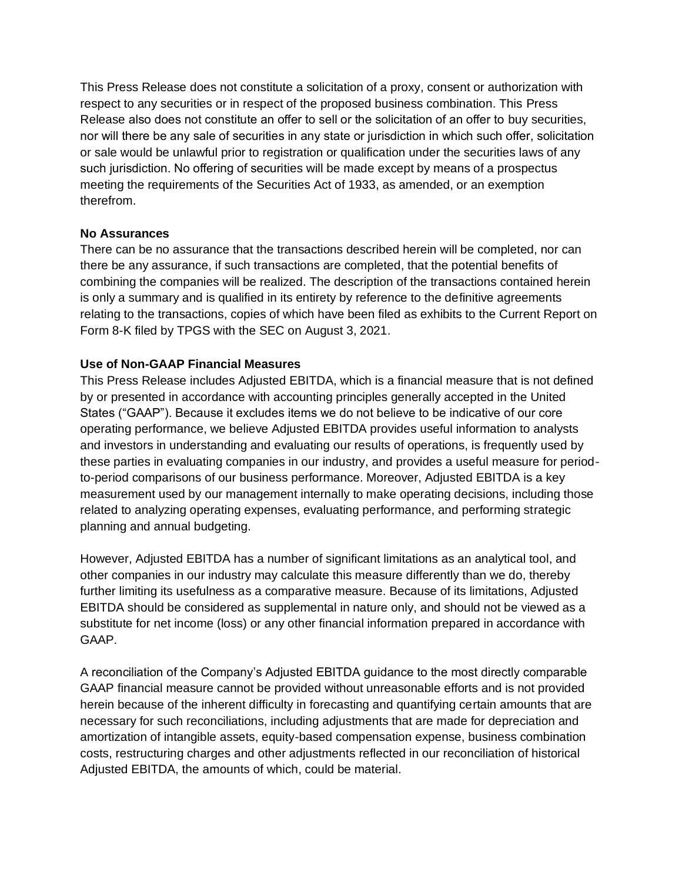This Press Release does not constitute a solicitation of a proxy, consent or authorization with respect to any securities or in respect of the proposed business combination. This Press Release also does not constitute an offer to sell or the solicitation of an offer to buy securities, nor will there be any sale of securities in any state or jurisdiction in which such offer, solicitation or sale would be unlawful prior to registration or qualification under the securities laws of any such jurisdiction. No offering of securities will be made except by means of a prospectus meeting the requirements of the Securities Act of 1933, as amended, or an exemption therefrom.

**No Assurances**

There can be no assurance that the transactions described herein will be completed, nor can there be any assurance, if such transactions are completed, that the potential benefits of combining the companies will be realized. The description of the transactions contained herein is only a summary and is qualified in its entirety by reference to the definitive agreements relating to the transactions, copies of which have been filed as exhibits to the Current Report on Form 8-K filed by TPGS with the SEC on August 3, 2021.

**Use of Non-GAAP Financial Measures**

This Press Release includes Adjusted EBITDA, which is a financial measure that is not defined by or presented in accordance with accounting principles generally accepted in the United States ("GAAP"). Because it excludes items we do not believe to be indicative of our core operating performance, we believe Adjusted EBITDA provides useful information to analysts and investors in understanding and evaluating our results of operations, is frequently used by these parties in evaluating companies in our industry, and provides a useful measure for period-to-period comparisons of our business performance. Moreover, Adjusted EBITDA is a key measurement used by our management internally to make operating decisions, including those related to analyzing operating expenses, evaluating performance, and performing strategic planning and annual budgeting.

However, Adjusted EBITDA has a number of significant limitations as an analytical tool, and other companies in our industry may calculate this measure differently than we do, thereby further limiting its usefulness as a comparative measure. Because of its limitations, Adjusted EBITDA should be considered as supplemental in nature only, and should not be viewed as a substitute for net income (loss) or any other financial information prepared in accordance with GAAP.

A reconciliation of the Company's Adjusted EBITDA guidance to the most directly comparable GAAP financial measure cannot be provided without unreasonable efforts and is not provided herein because of the inherent difficulty in forecasting and quantifying certain amounts that are necessary for such reconciliations, including adjustments that are made for depreciation and amortization of intangible assets, equity-based compensation expense, business combination costs, restructuring charges and other adjustments reflected in our reconciliation of historical Adjusted EBITDA, the amounts of which, could be material.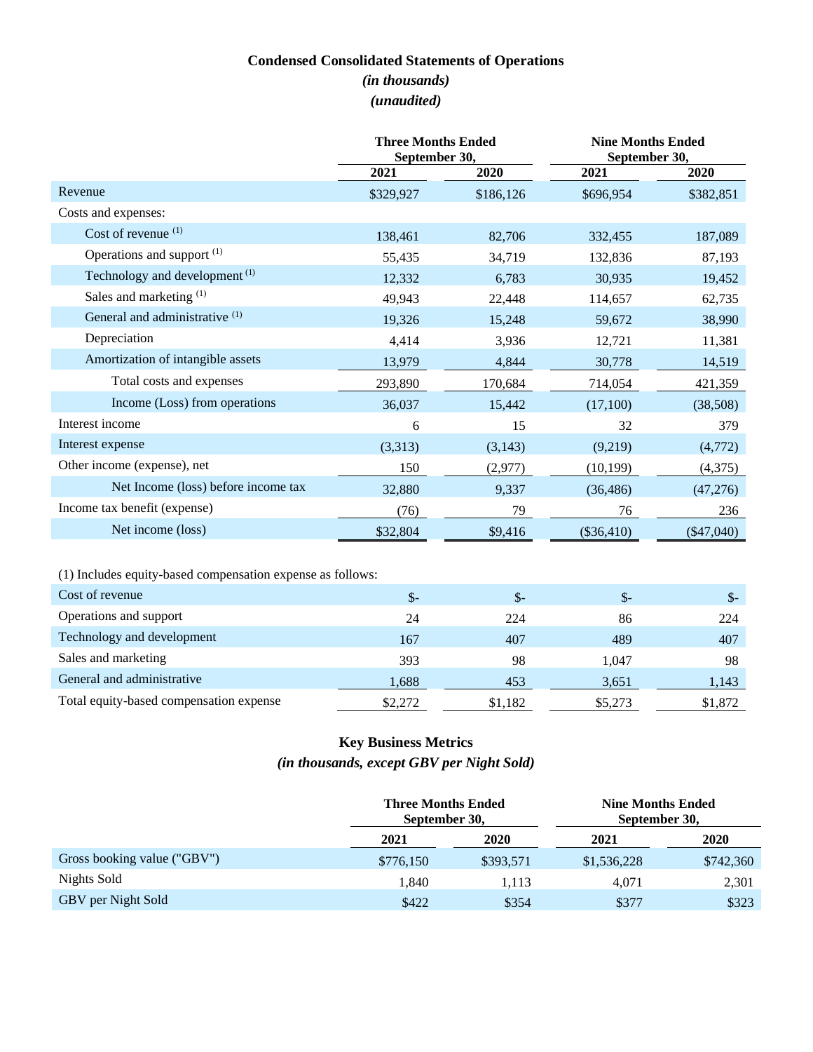## Condensed Consolidated Statements of Operations

*(in thousands)*

*(unaudited)*

| | Three Months Ended September 30, | | Nine Months Ended September 30, | |
|---|---|---|---|---|
| | 2021 | 2020 | 2021 | 2020 |
| Revenue | $329,927 | $186,126 | $696,954 | $382,851 |
| Costs and expenses: | | | | |
| Cost of revenue (1) | 138,461 | 82,706 | 332,455 | 187,089 |
| Operations and support (1) | 55,435 | 34,719 | 132,836 | 87,193 |
| Technology and development (1) | 12,332 | 6,783 | 30,935 | 19,452 |
| Sales and marketing (1) | 49,943 | 22,448 | 114,657 | 62,735 |
| General and administrative (1) | 19,326 | 15,248 | 59,672 | 38,990 |
| Depreciation | 4,414 | 3,936 | 12,721 | 11,381 |
| Amortization of intangible assets | 13,979 | 4,844 | 30,778 | 14,519 |
| Total costs and expenses | 293,890 | 170,684 | 714,054 | 421,359 |
| Income (Loss) from operations | 36,037 | 15,442 | (17,100) | (38,508) |
| Interest income | 6 | 15 | 32 | 379 |
| Interest expense | (3,313) | (3,143) | (9,219) | (4,772) |
| Other income (expense), net | 150 | (2,977) | (10,199) | (4,375) |
| Net Income (loss) before income tax | 32,880 | 9,337 | (36,486) | (47,276) |
| Income tax benefit (expense) | (76) | 79 | 76 | 236 |
| Net income (loss) | $32,804 | $9,416 | ($36,410) | ($47,040) |

(1) Includes equity-based compensation expense as follows:

| | | | | |
|---|---|---|---|---|
| Cost of revenue | $- | $- | $- | $- |
| Operations and support | 24 | 224 | 86 | 224 |
| Technology and development | 167 | 407 | 489 | 407 |
| Sales and marketing | 393 | 98 | 1,047 | 98 |
| General and administrative | 1,688 | 453 | 3,651 | 1,143 |
| Total equity-based compensation expense | $2,272 | $1,182 | $5,273 | $1,872 |

## Key Business Metrics

*(in thousands, except GBV per Night Sold)*

| | Three Months Ended September 30, | | Nine Months Ended September 30, | |
|---|---|---|---|---|
| | 2021 | 2020 | 2021 | 2020 |
| Gross booking value ("GBV") | $776,150 | $393,571 | $1,536,228 | $742,360 |
| Nights Sold | 1,840 | 1,113 | 4,071 | 2,301 |
| GBV per Night Sold | $422 | $354 | $377 | $323 |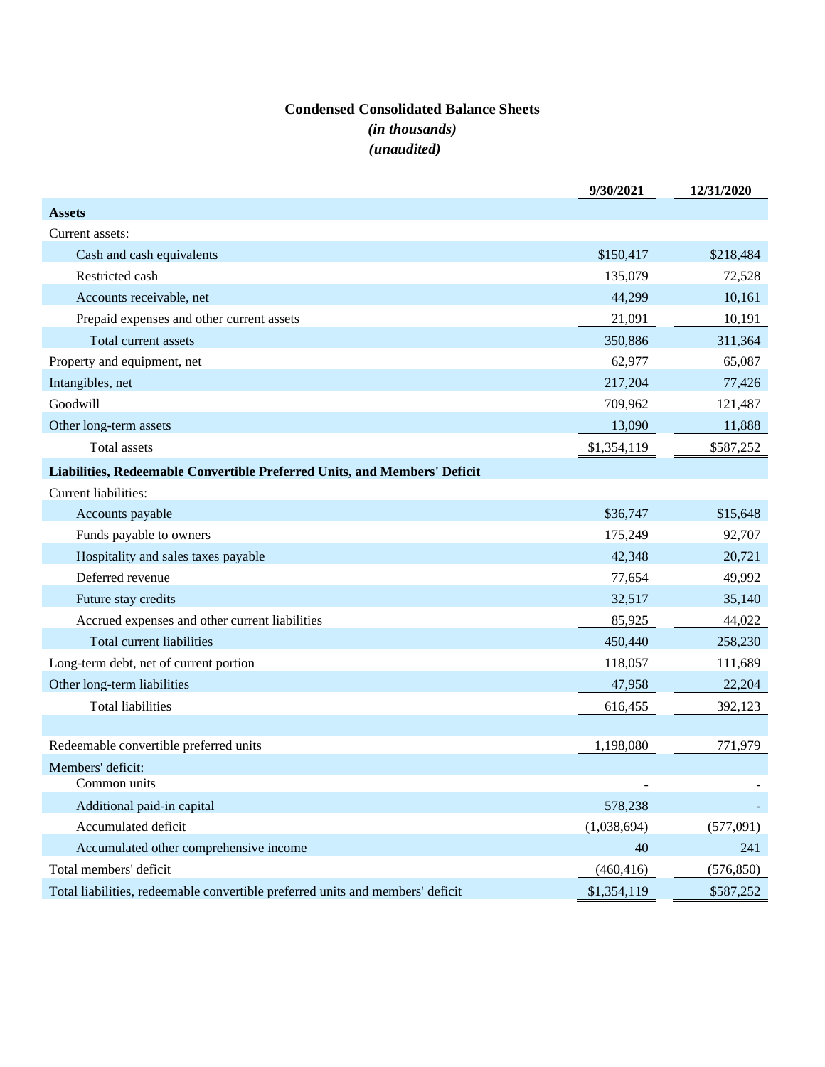# Condensed Consolidated Balance Sheets

*(in thousands)*

*(unaudited)*

| | 9/30/2021 | 12/31/2020 |
|---|---|---|
| **Assets** | | |
| Current assets: | | |
| Cash and cash equivalents | $150,417 | $218,484 |
| Restricted cash | 135,079 | 72,528 |
| Accounts receivable, net | 44,299 | 10,161 |
| Prepaid expenses and other current assets | 21,091 | 10,191 |
| Total current assets | 350,886 | 311,364 |
| Property and equipment, net | 62,977 | 65,087 |
| Intangibles, net | 217,204 | 77,426 |
| Goodwill | 709,962 | 121,487 |
| Other long-term assets | 13,090 | 11,888 |
| Total assets | $1,354,119 | $587,252 |
| **Liabilities, Redeemable Convertible Preferred Units, and Members' Deficit** | | |
| Current liabilities: | | |
| Accounts payable | $36,747 | $15,648 |
| Funds payable to owners | 175,249 | 92,707 |
| Hospitality and sales taxes payable | 42,348 | 20,721 |
| Deferred revenue | 77,654 | 49,992 |
| Future stay credits | 32,517 | 35,140 |
| Accrued expenses and other current liabilities | 85,925 | 44,022 |
| Total current liabilities | 450,440 | 258,230 |
| Long-term debt, net of current portion | 118,057 | 111,689 |
| Other long-term liabilities | 47,958 | 22,204 |
| Total liabilities | 616,455 | 392,123 |
| | | |
| Redeemable convertible preferred units | 1,198,080 | 771,979 |
| Members' deficit: | | |
| Common units | - | - |
| Additional paid-in capital | 578,238 | - |
| Accumulated deficit | (1,038,694) | (577,091) |
| Accumulated other comprehensive income | 40 | 241 |
| Total members' deficit | (460,416) | (576,850) |
| Total liabilities, redeemable convertible preferred units and members' deficit | $1,354,119 | $587,252 |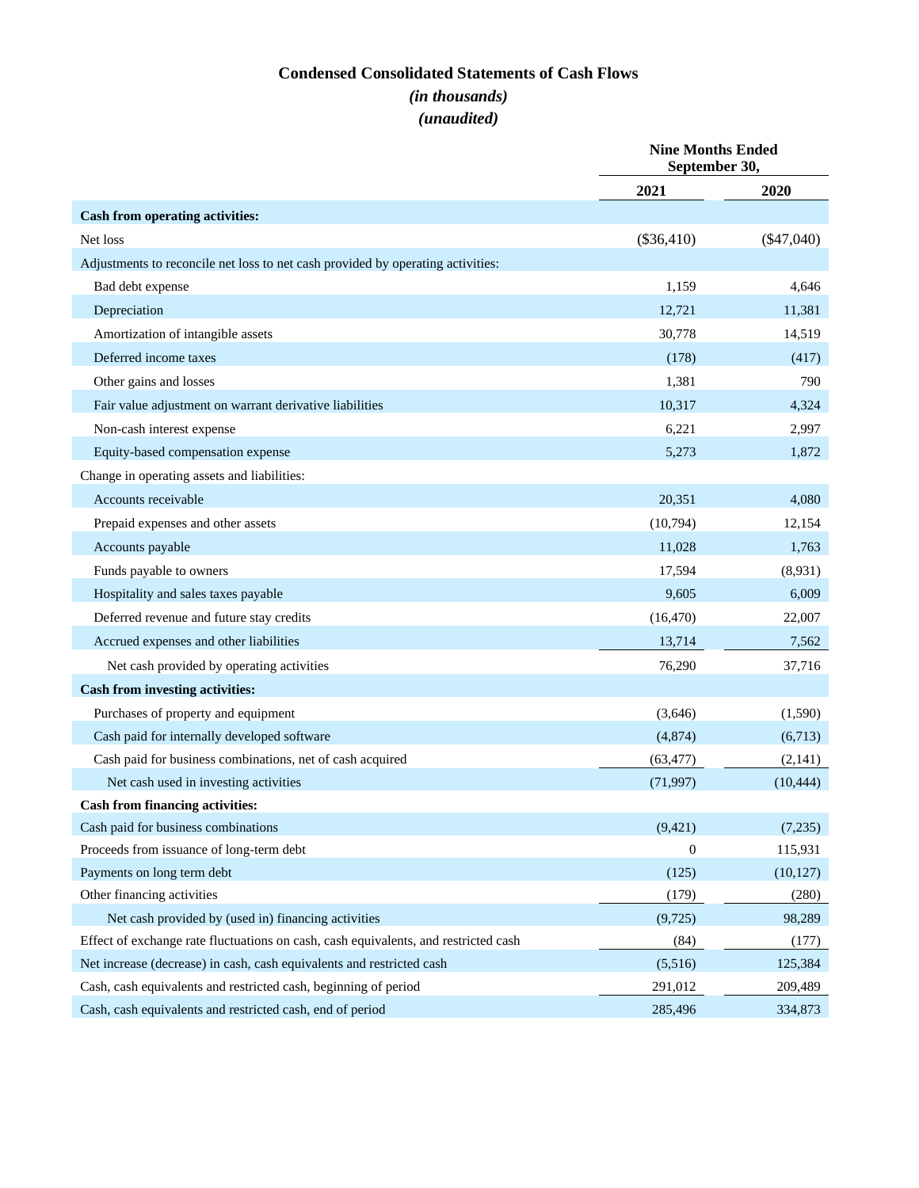# Condensed Consolidated Statements of Cash Flows

*(in thousands)*

*(unaudited)*

| | Nine Months Ended September 30, | |
|---|---|---|
| | 2021 | 2020 |
| **Cash from operating activities:** | | |
| Net loss | ($36,410) | ($47,040) |
| Adjustments to reconcile net loss to net cash provided by operating activities: | | |
| Bad debt expense | 1,159 | 4,646 |
| Depreciation | 12,721 | 11,381 |
| Amortization of intangible assets | 30,778 | 14,519 |
| Deferred income taxes | (178) | (417) |
| Other gains and losses | 1,381 | 790 |
| Fair value adjustment on warrant derivative liabilities | 10,317 | 4,324 |
| Non-cash interest expense | 6,221 | 2,997 |
| Equity-based compensation expense | 5,273 | 1,872 |
| Change in operating assets and liabilities: | | |
| Accounts receivable | 20,351 | 4,080 |
| Prepaid expenses and other assets | (10,794) | 12,154 |
| Accounts payable | 11,028 | 1,763 |
| Funds payable to owners | 17,594 | (8,931) |
| Hospitality and sales taxes payable | 9,605 | 6,009 |
| Deferred revenue and future stay credits | (16,470) | 22,007 |
| Accrued expenses and other liabilities | 13,714 | 7,562 |
| Net cash provided by operating activities | 76,290 | 37,716 |
| **Cash from investing activities:** | | |
| Purchases of property and equipment | (3,646) | (1,590) |
| Cash paid for internally developed software | (4,874) | (6,713) |
| Cash paid for business combinations, net of cash acquired | (63,477) | (2,141) |
| Net cash used in investing activities | (71,997) | (10,444) |
| **Cash from financing activities:** | | |
| Cash paid for business combinations | (9,421) | (7,235) |
| Proceeds from issuance of long-term debt | 0 | 115,931 |
| Payments on long term debt | (125) | (10,127) |
| Other financing activities | (179) | (280) |
| Net cash provided by (used in) financing activities | (9,725) | 98,289 |
| Effect of exchange rate fluctuations on cash, cash equivalents, and restricted cash | (84) | (177) |
| Net increase (decrease) in cash, cash equivalents and restricted cash | (5,516) | 125,384 |
| Cash, cash equivalents and restricted cash, beginning of period | 291,012 | 209,489 |
| Cash, cash equivalents and restricted cash, end of period | 285,496 | 334,873 |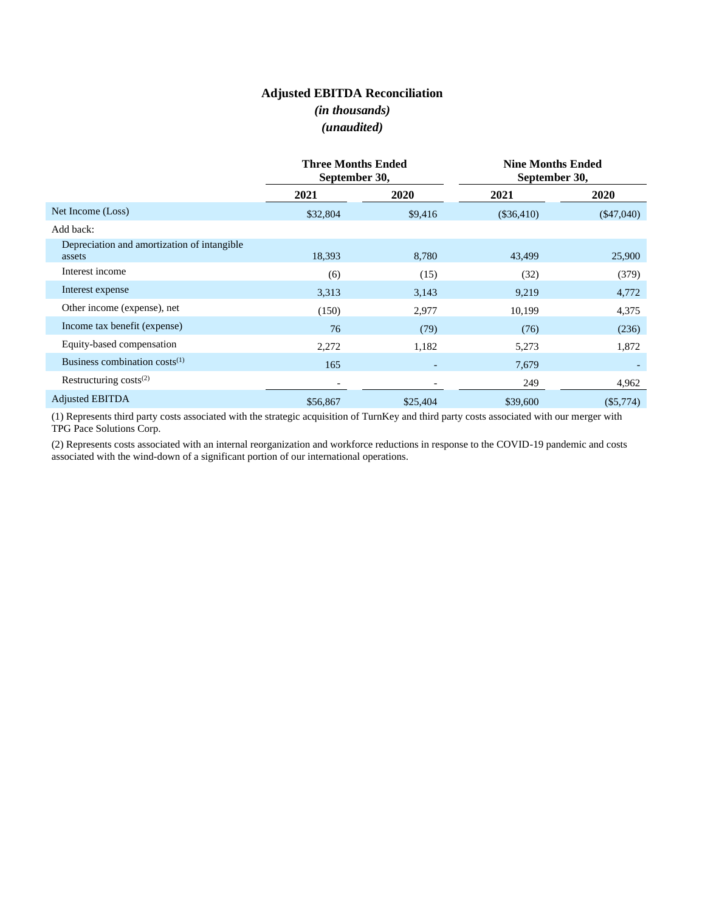## Adjusted EBITDA Reconciliation

***(in thousands)***

***(unaudited)***

| | Three Months Ended September 30, | | Nine Months Ended September 30, | |
|---|---|---|---|---|
| | **2021** | **2020** | **2021** | **2020** |
| Net Income (Loss) | $32,804 | $9,416 | ($36,410) | ($47,040) |
| Add back: | | | | |
| Depreciation and amortization of intangible assets | 18,393 | 8,780 | 43,499 | 25,900 |
| Interest income | (6) | (15) | (32) | (379) |
| Interest expense | 3,313 | 3,143 | 9,219 | 4,772 |
| Other income (expense), net | (150) | 2,977 | 10,199 | 4,375 |
| Income tax benefit (expense) | 76 | (79) | (76) | (236) |
| Equity-based compensation | 2,272 | 1,182 | 5,273 | 1,872 |
| Business combination costs[(1)] | 165 | - | 7,679 | - |
| Restructuring costs[(2)] | - | - | 249 | 4,962 |
| Adjusted EBITDA | $56,867 | $25,404 | $39,600 | ($5,774) |

(1) Represents third party costs associated with the strategic acquisition of TurnKey and third party costs associated with our merger with TPG Pace Solutions Corp.

(2) Represents costs associated with an internal reorganization and workforce reductions in response to the COVID-19 pandemic and costs associated with the wind-down of a significant portion of our international operations.